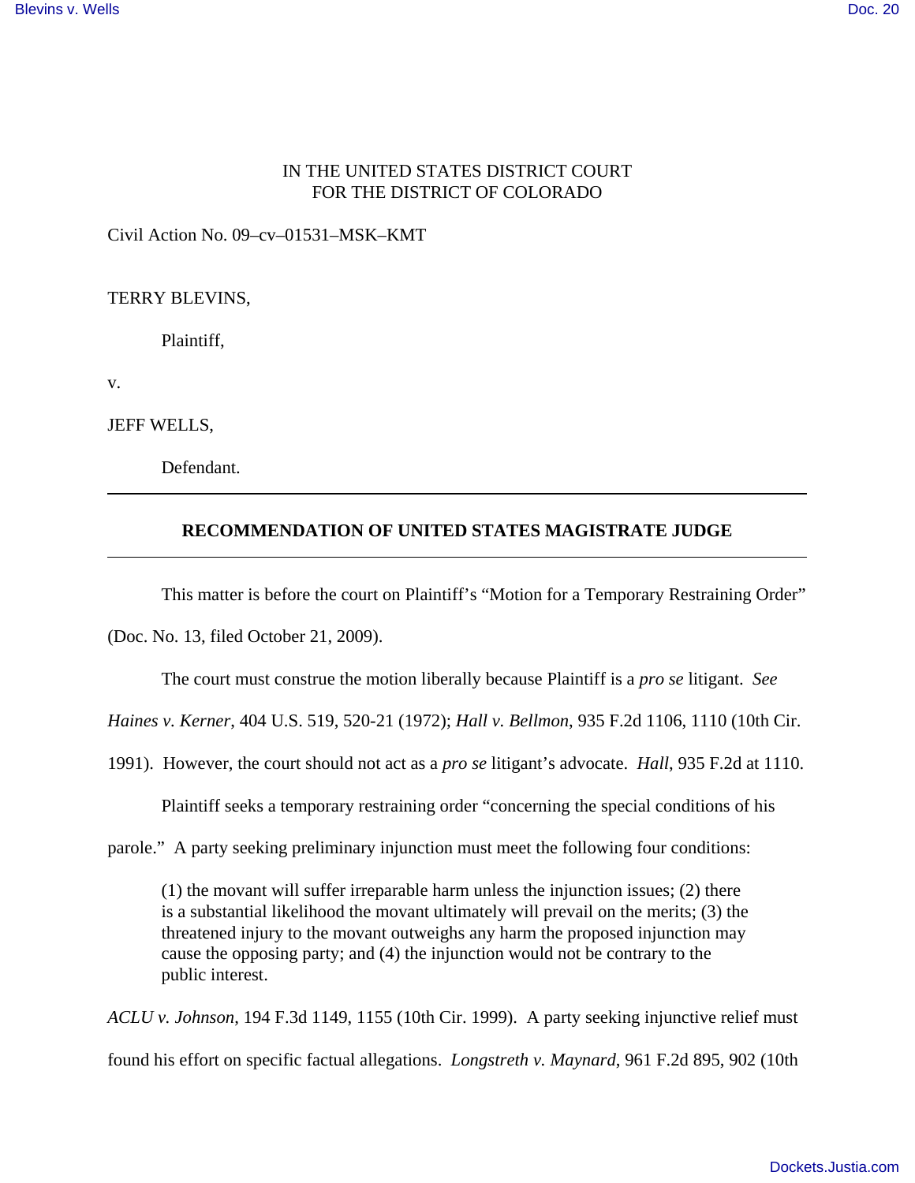IN THE UNITED STATES DISTRICT COURT
FOR THE DISTRICT OF COLORADO

Civil Action No. 09–cv–01531–MSK–KMT

TERRY BLEVINS,

Plaintiff,

v.

JEFF WELLS,

Defendant.

---

## RECOMMENDATION OF UNITED STATES MAGISTRATE JUDGE

---

This matter is before the court on Plaintiff's "Motion for a Temporary Restraining Order" (Doc. No. 13, filed October 21, 2009).

The court must construe the motion liberally because Plaintiff is a *pro se* litigant. *See Haines v. Kerner*, 404 U.S. 519, 520-21 (1972); *Hall v. Bellmon*, 935 F.2d 1106, 1110 (10th Cir. 1991). However, the court should not act as a *pro se* litigant's advocate. *Hall*, 935 F.2d at 1110.

Plaintiff seeks a temporary restraining order "concerning the special conditions of his parole." A party seeking preliminary injunction must meet the following four conditions:

> (1) the movant will suffer irreparable harm unless the injunction issues; (2) there is a substantial likelihood the movant ultimately will prevail on the merits; (3) the threatened injury to the movant outweighs any harm the proposed injunction may cause the opposing party; and (4) the injunction would not be contrary to the public interest.

*ACLU v. Johnson*, 194 F.3d 1149, 1155 (10th Cir. 1999). A party seeking injunctive relief must found his effort on specific factual allegations. *Longstreth v. Maynard*, 961 F.2d 895, 902 (10th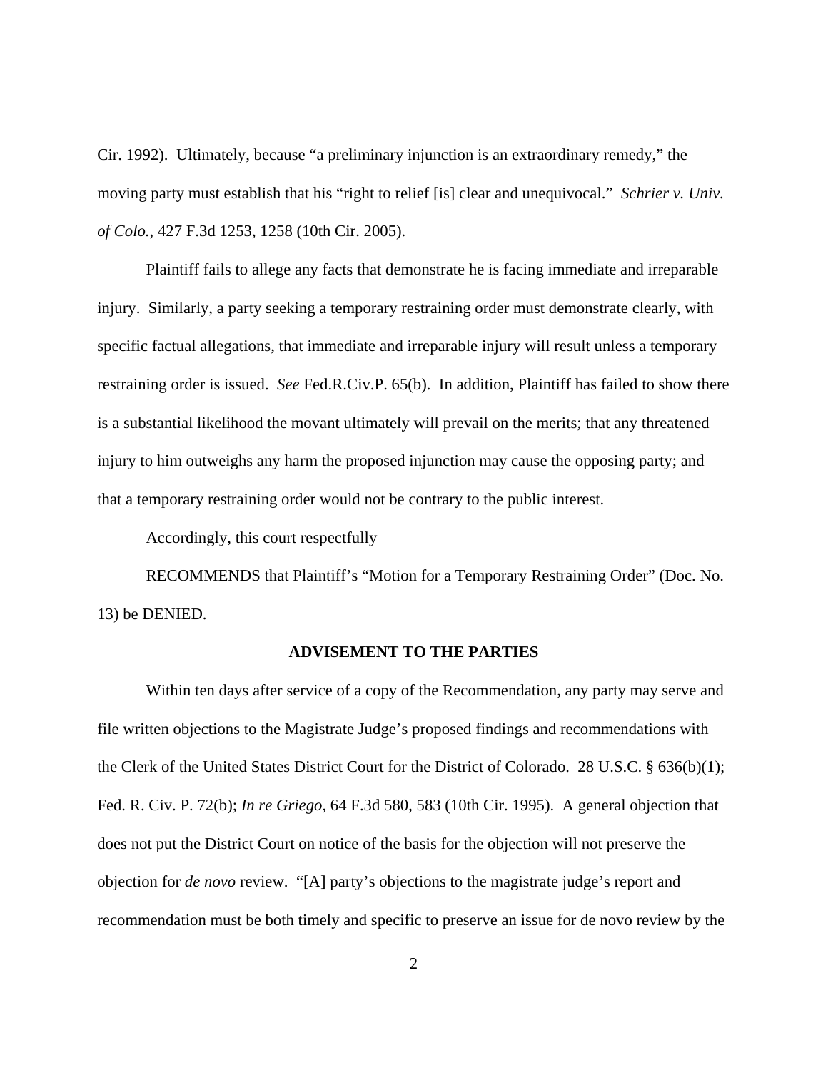Cir. 1992). Ultimately, because "a preliminary injunction is an extraordinary remedy," the moving party must establish that his "right to relief [is] clear and unequivocal." *Schrier v. Univ. of Colo.*, 427 F.3d 1253, 1258 (10th Cir. 2005).

Plaintiff fails to allege any facts that demonstrate he is facing immediate and irreparable injury. Similarly, a party seeking a temporary restraining order must demonstrate clearly, with specific factual allegations, that immediate and irreparable injury will result unless a temporary restraining order is issued. *See* Fed.R.Civ.P. 65(b). In addition, Plaintiff has failed to show there is a substantial likelihood the movant ultimately will prevail on the merits; that any threatened injury to him outweighs any harm the proposed injunction may cause the opposing party; and that a temporary restraining order would not be contrary to the public interest.

Accordingly, this court respectfully

RECOMMENDS that Plaintiff's "Motion for a Temporary Restraining Order" (Doc. No. 13) be DENIED.

**ADVISEMENT TO THE PARTIES**

Within ten days after service of a copy of the Recommendation, any party may serve and file written objections to the Magistrate Judge's proposed findings and recommendations with the Clerk of the United States District Court for the District of Colorado. 28 U.S.C. § 636(b)(1); Fed. R. Civ. P. 72(b); *In re Griego*, 64 F.3d 580, 583 (10th Cir. 1995). A general objection that does not put the District Court on notice of the basis for the objection will not preserve the objection for *de novo* review. "[A] party's objections to the magistrate judge's report and recommendation must be both timely and specific to preserve an issue for de novo review by the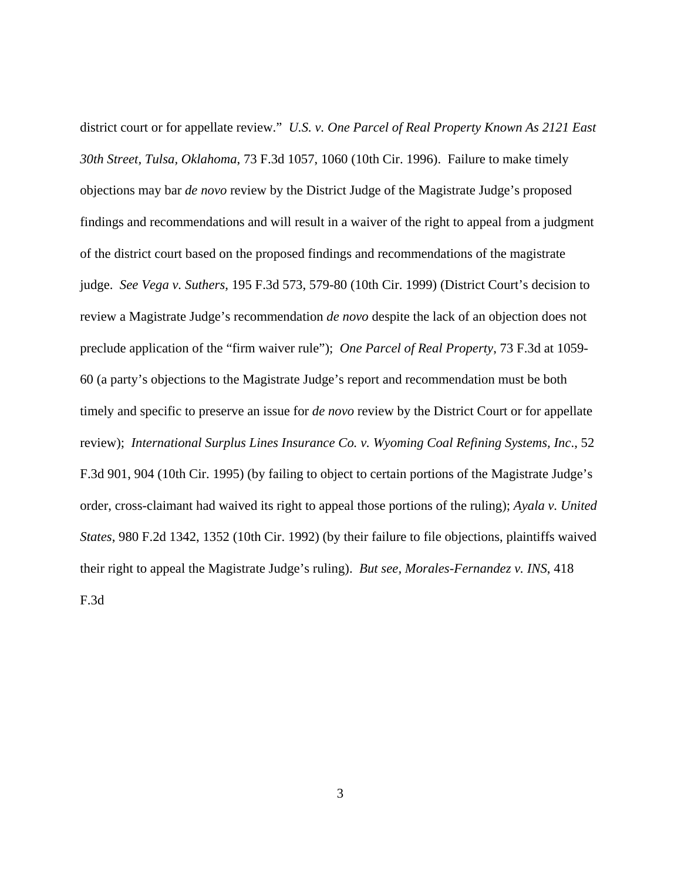district court or for appellate review." *U.S. v. One Parcel of Real Property Known As 2121 East 30th Street, Tulsa, Oklahoma*, 73 F.3d 1057, 1060 (10th Cir. 1996). Failure to make timely objections may bar *de novo* review by the District Judge of the Magistrate Judge's proposed findings and recommendations and will result in a waiver of the right to appeal from a judgment of the district court based on the proposed findings and recommendations of the magistrate judge. *See Vega v. Suthers*, 195 F.3d 573, 579-80 (10th Cir. 1999) (District Court's decision to review a Magistrate Judge's recommendation *de novo* despite the lack of an objection does not preclude application of the "firm waiver rule"); *One Parcel of Real Property*, 73 F.3d at 1059-60 (a party's objections to the Magistrate Judge's report and recommendation must be both timely and specific to preserve an issue for *de novo* review by the District Court or for appellate review); *International Surplus Lines Insurance Co. v. Wyoming Coal Refining Systems, Inc.*, 52 F.3d 901, 904 (10th Cir. 1995) (by failing to object to certain portions of the Magistrate Judge's order, cross-claimant had waived its right to appeal those portions of the ruling); *Ayala v. United States*, 980 F.2d 1342, 1352 (10th Cir. 1992) (by their failure to file objections, plaintiffs waived their right to appeal the Magistrate Judge's ruling). *But see, Morales-Fernandez v. INS*, 418 F.3d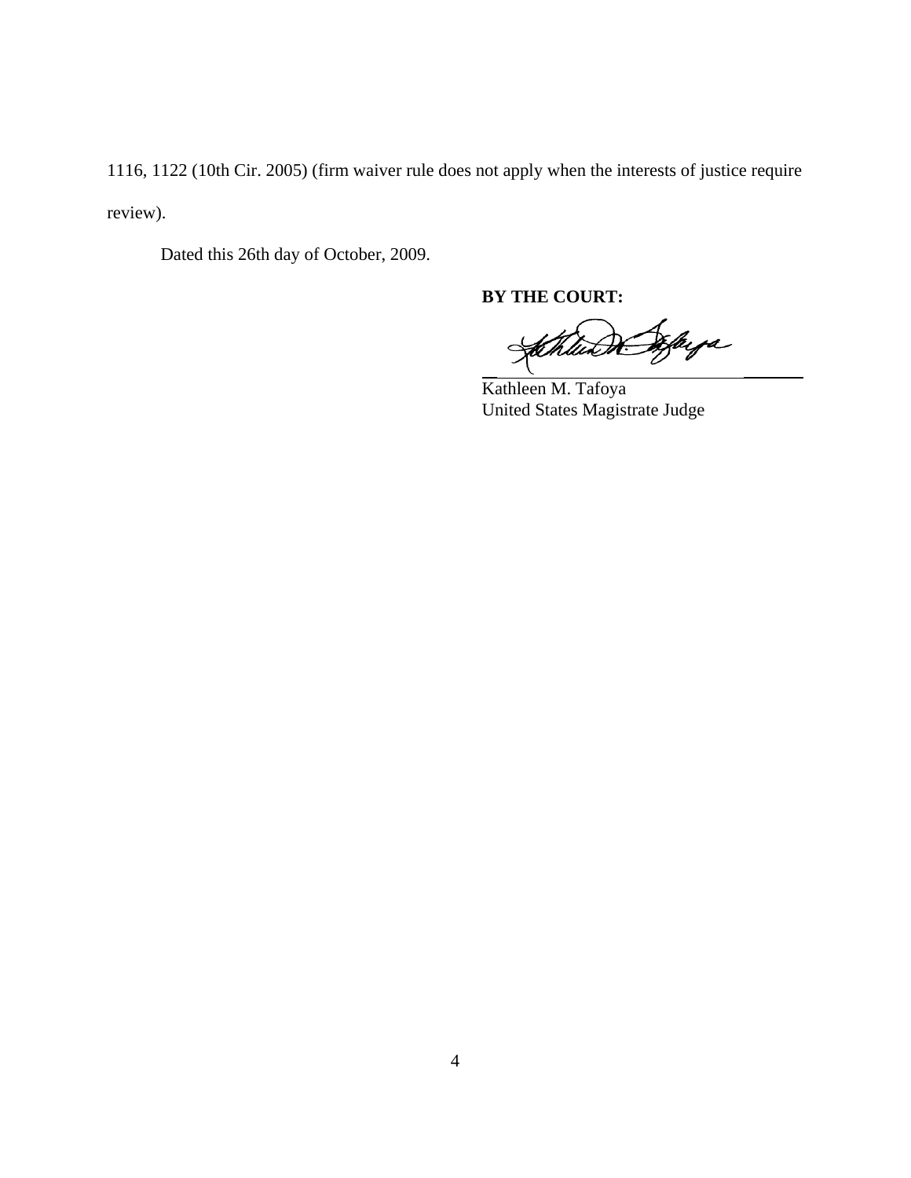1116, 1122 (10th Cir. 2005) (firm waiver rule does not apply when the interests of justice require review).

Dated this 26th day of October, 2009.

**BY THE COURT:**

Kathleen M. Tafoya
United States Magistrate Judge